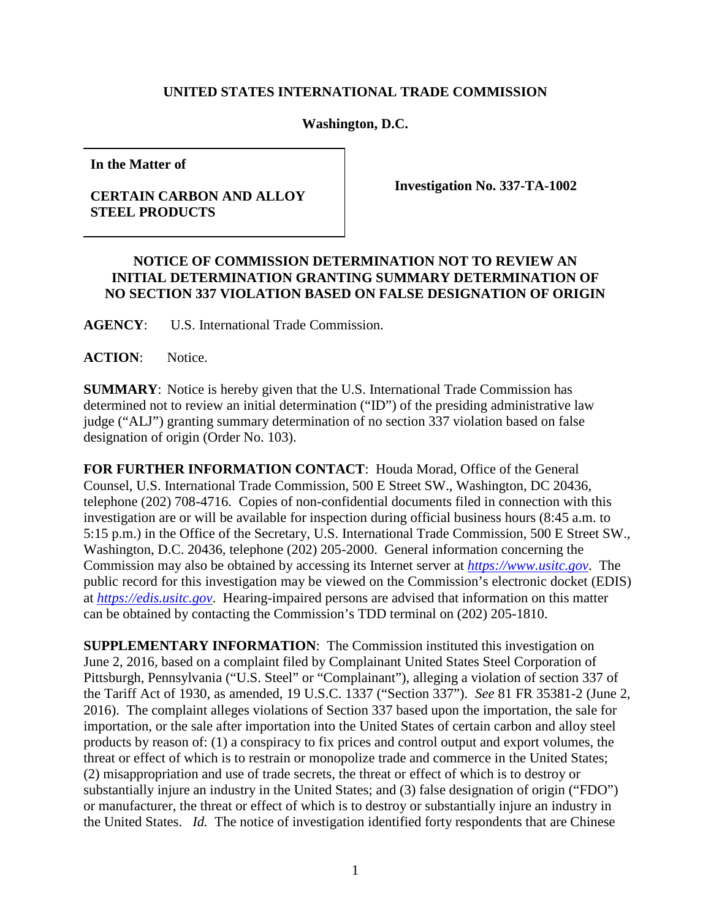**UNITED STATES INTERNATIONAL TRADE COMMISSION**

**Washington, D.C.**

| **In the Matter of**<br><br>**CERTAIN CARBON AND ALLOY STEEL PRODUCTS** | **Investigation No. 337-TA-1002** |
|---|---|

**NOTICE OF COMMISSION DETERMINATION NOT TO REVIEW AN INITIAL DETERMINATION GRANTING SUMMARY DETERMINATION OF NO SECTION 337 VIOLATION BASED ON FALSE DESIGNATION OF ORIGIN**

**AGENCY**: U.S. International Trade Commission.

**ACTION**: Notice.

**SUMMARY**: Notice is hereby given that the U.S. International Trade Commission has determined not to review an initial determination ("ID") of the presiding administrative law judge ("ALJ") granting summary determination of no section 337 violation based on false designation of origin (Order No. 103).

**FOR FURTHER INFORMATION CONTACT**: Houda Morad, Office of the General Counsel, U.S. International Trade Commission, 500 E Street SW., Washington, DC 20436, telephone (202) 708-4716. Copies of non-confidential documents filed in connection with this investigation are or will be available for inspection during official business hours (8:45 a.m. to 5:15 p.m.) in the Office of the Secretary, U.S. International Trade Commission, 500 E Street SW., Washington, D.C. 20436, telephone (202) 205-2000. General information concerning the Commission may also be obtained by accessing its Internet server at *https://www.usitc.gov*. The public record for this investigation may be viewed on the Commission's electronic docket (EDIS) at *https://edis.usitc.gov*. Hearing-impaired persons are advised that information on this matter can be obtained by contacting the Commission's TDD terminal on (202) 205-1810.

**SUPPLEMENTARY INFORMATION**: The Commission instituted this investigation on June 2, 2016, based on a complaint filed by Complainant United States Steel Corporation of Pittsburgh, Pennsylvania ("U.S. Steel" or "Complainant"), alleging a violation of section 337 of the Tariff Act of 1930, as amended, 19 U.S.C. 1337 ("Section 337"). *See* 81 FR 35381-2 (June 2, 2016). The complaint alleges violations of Section 337 based upon the importation, the sale for importation, or the sale after importation into the United States of certain carbon and alloy steel products by reason of: (1) a conspiracy to fix prices and control output and export volumes, the threat or effect of which is to restrain or monopolize trade and commerce in the United States; (2) misappropriation and use of trade secrets, the threat or effect of which is to destroy or substantially injure an industry in the United States; and (3) false designation of origin ("FDO") or manufacturer, the threat or effect of which is to destroy or substantially injure an industry in the United States. *Id.* The notice of investigation identified forty respondents that are Chinese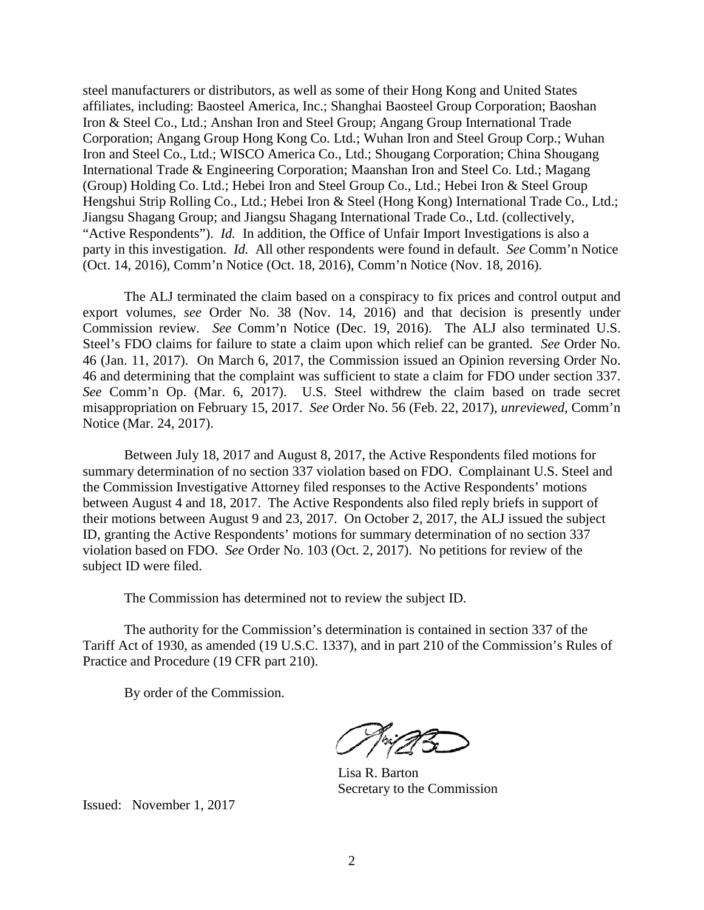steel manufacturers or distributors, as well as some of their Hong Kong and United States affiliates, including: Baosteel America, Inc.; Shanghai Baosteel Group Corporation; Baoshan Iron & Steel Co., Ltd.; Anshan Iron and Steel Group; Angang Group International Trade Corporation; Angang Group Hong Kong Co. Ltd.; Wuhan Iron and Steel Group Corp.; Wuhan Iron and Steel Co., Ltd.; WISCO America Co., Ltd.; Shougang Corporation; China Shougang International Trade & Engineering Corporation; Maanshan Iron and Steel Co. Ltd.; Magang (Group) Holding Co. Ltd.; Hebei Iron and Steel Group Co., Ltd.; Hebei Iron & Steel Group Hengshui Strip Rolling Co., Ltd.; Hebei Iron & Steel (Hong Kong) International Trade Co., Ltd.; Jiangsu Shagang Group; and Jiangsu Shagang International Trade Co., Ltd. (collectively, "Active Respondents"). *Id.* In addition, the Office of Unfair Import Investigations is also a party in this investigation. *Id.* All other respondents were found in default. *See* Comm'n Notice (Oct. 14, 2016), Comm'n Notice (Oct. 18, 2016), Comm'n Notice (Nov. 18, 2016).

The ALJ terminated the claim based on a conspiracy to fix prices and control output and export volumes, *see* Order No. 38 (Nov. 14, 2016) and that decision is presently under Commission review. *See* Comm'n Notice (Dec. 19, 2016). The ALJ also terminated U.S. Steel's FDO claims for failure to state a claim upon which relief can be granted. *See* Order No. 46 (Jan. 11, 2017). On March 6, 2017, the Commission issued an Opinion reversing Order No. 46 and determining that the complaint was sufficient to state a claim for FDO under section 337. *See* Comm'n Op. (Mar. 6, 2017). U.S. Steel withdrew the claim based on trade secret misappropriation on February 15, 2017. *See* Order No. 56 (Feb. 22, 2017), *unreviewed*, Comm'n Notice (Mar. 24, 2017).

Between July 18, 2017 and August 8, 2017, the Active Respondents filed motions for summary determination of no section 337 violation based on FDO. Complainant U.S. Steel and the Commission Investigative Attorney filed responses to the Active Respondents' motions between August 4 and 18, 2017. The Active Respondents also filed reply briefs in support of their motions between August 9 and 23, 2017. On October 2, 2017, the ALJ issued the subject ID, granting the Active Respondents' motions for summary determination of no section 337 violation based on FDO. *See* Order No. 103 (Oct. 2, 2017). No petitions for review of the subject ID were filed.

The Commission has determined not to review the subject ID.

The authority for the Commission's determination is contained in section 337 of the Tariff Act of 1930, as amended (19 U.S.C. 1337), and in part 210 of the Commission's Rules of Practice and Procedure (19 CFR part 210).

By order of the Commission.

Lisa R. Barton
Secretary to the Commission

Issued: November 1, 2017